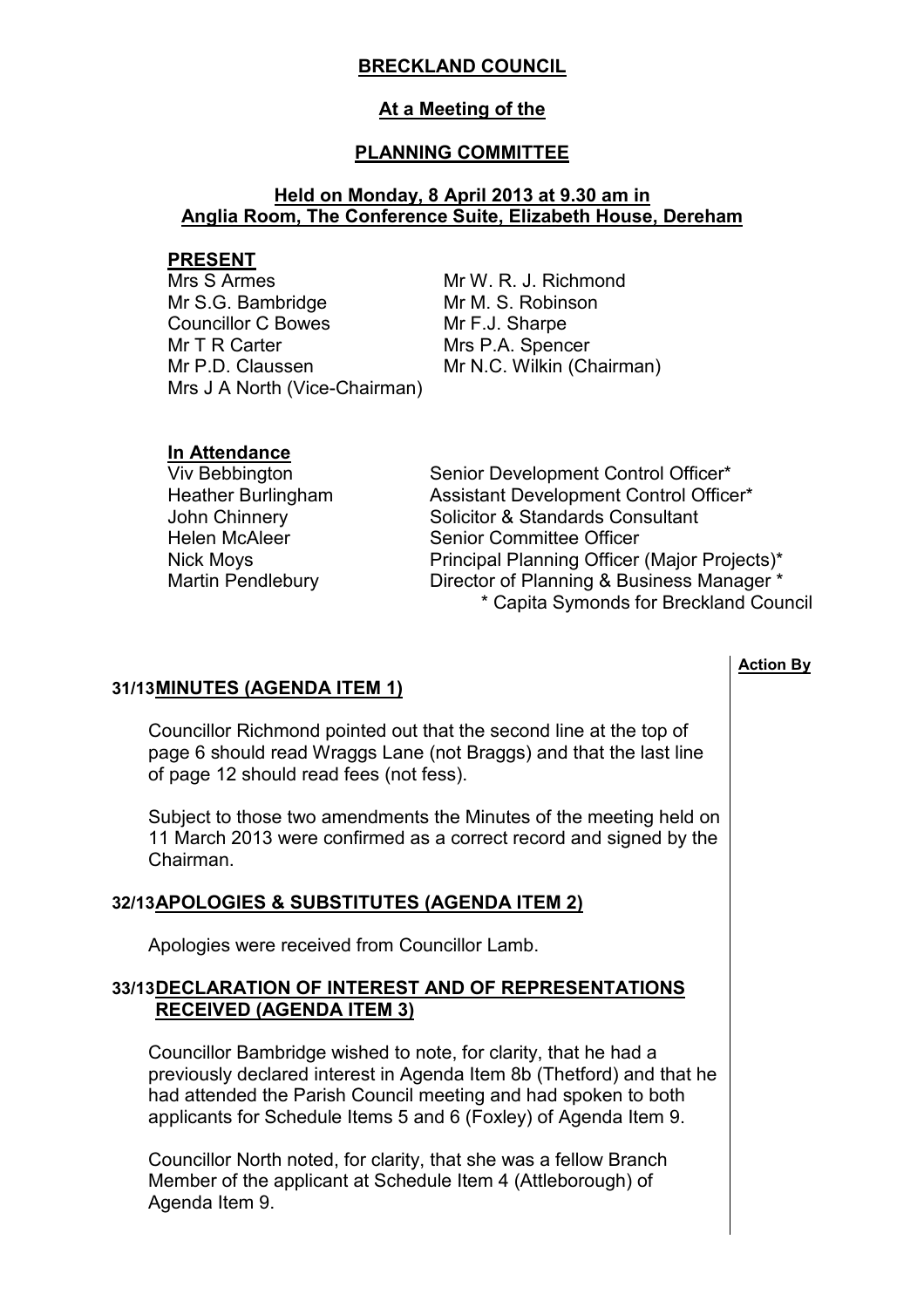# BRECKLAND COUNCIL

## At a Meeting of the

## PLANNING COMMITTEE

### Held on Monday, 8 April 2013 at 9.30 am in Anglia Room, The Conference Suite, Elizabeth House, Dereham

**PRESENT**

| | |
|---|---|
| Mrs S Armes | Mr W. R. J. Richmond |
| Mr S.G. Bambridge | Mr M. S. Robinson |
| Councillor C Bowes | Mr F.J. Sharpe |
| Mr T R Carter | Mrs P.A. Spencer |
| Mr P.D. Claussen | Mr N.C. Wilkin (Chairman) |
| Mrs J A North (Vice-Chairman) | |

**In Attendance**

| | |
|---|---|
| Viv Bebbington | Senior Development Control Officer* |
| Heather Burlingham | Assistant Development Control Officer* |
| John Chinnery | Solicitor & Standards Consultant |
| Helen McAleer | Senior Committee Officer |
| Nick Moys | Principal Planning Officer (Major Projects)* |
| Martin Pendlebury | Director of Planning & Business Manager * |

\* Capita Symonds for Breckland Council

**Action By**

### 31/13 MINUTES (AGENDA ITEM 1)

Councillor Richmond pointed out that the second line at the top of page 6 should read Wraggs Lane (not Braggs) and that the last line of page 12 should read fees (not fess).

Subject to those two amendments the Minutes of the meeting held on 11 March 2013 were confirmed as a correct record and signed by the Chairman.

### 32/13 APOLOGIES & SUBSTITUTES (AGENDA ITEM 2)

Apologies were received from Councillor Lamb.

### 33/13 DECLARATION OF INTEREST AND OF REPRESENTATIONS RECEIVED (AGENDA ITEM 3)

Councillor Bambridge wished to note, for clarity, that he had a previously declared interest in Agenda Item 8b (Thetford) and that he had attended the Parish Council meeting and had spoken to both applicants for Schedule Items 5 and 6 (Foxley) of Agenda Item 9.

Councillor North noted, for clarity, that she was a fellow Branch Member of the applicant at Schedule Item 4 (Attleborough) of Agenda Item 9.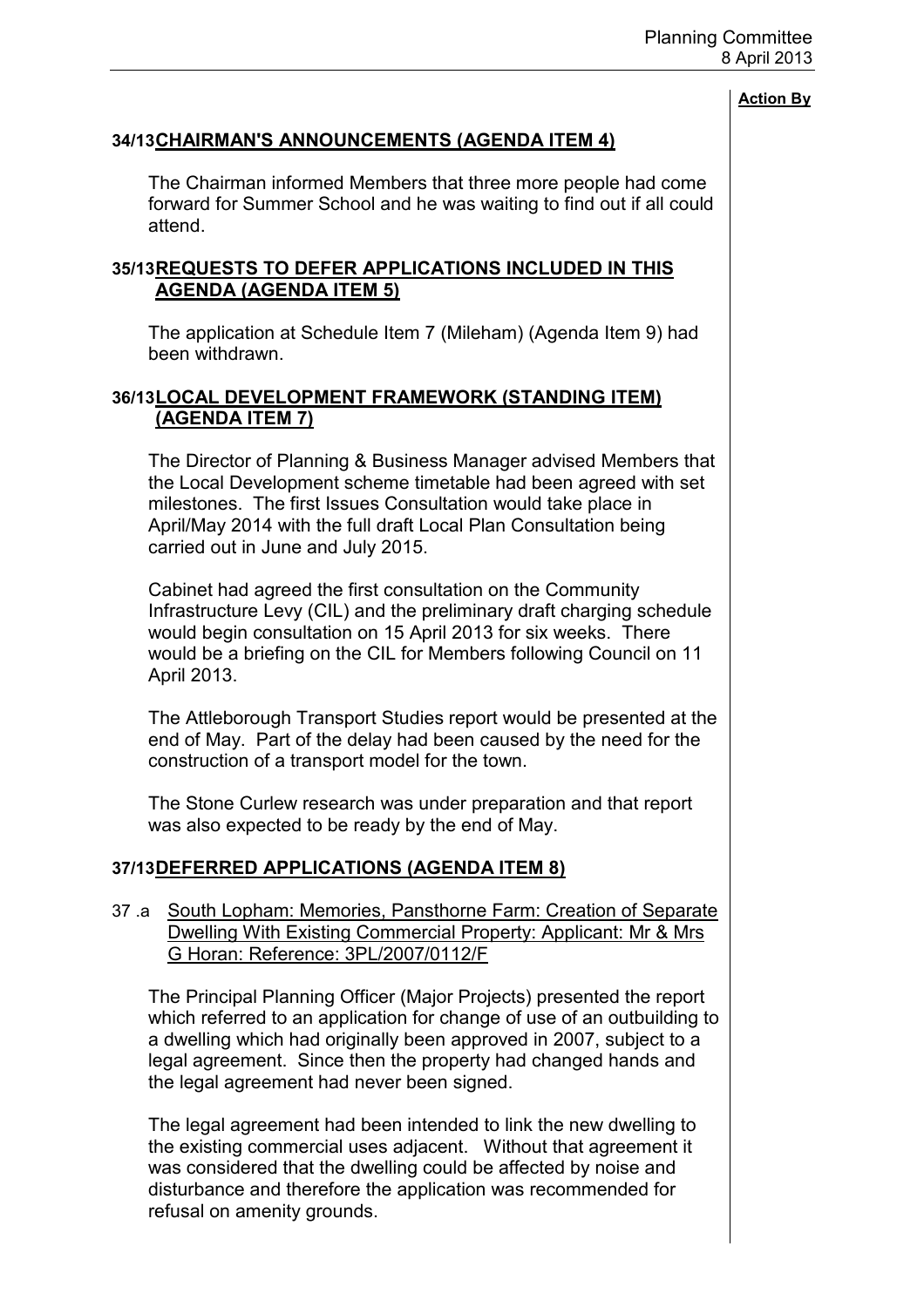**Action By**

## 34/13 CHAIRMAN'S ANNOUNCEMENTS (AGENDA ITEM 4)

The Chairman informed Members that three more people had come forward for Summer School and he was waiting to find out if all could attend.

## 35/13 REQUESTS TO DEFER APPLICATIONS INCLUDED IN THIS AGENDA (AGENDA ITEM 5)

The application at Schedule Item 7 (Mileham) (Agenda Item 9) had been withdrawn.

## 36/13 LOCAL DEVELOPMENT FRAMEWORK (STANDING ITEM) (AGENDA ITEM 7)

The Director of Planning & Business Manager advised Members that the Local Development scheme timetable had been agreed with set milestones. The first Issues Consultation would take place in April/May 2014 with the full draft Local Plan Consultation being carried out in June and July 2015.

Cabinet had agreed the first consultation on the Community Infrastructure Levy (CIL) and the preliminary draft charging schedule would begin consultation on 15 April 2013 for six weeks. There would be a briefing on the CIL for Members following Council on 11 April 2013.

The Attleborough Transport Studies report would be presented at the end of May. Part of the delay had been caused by the need for the construction of a transport model for the town.

The Stone Curlew research was under preparation and that report was also expected to be ready by the end of May.

## 37/13 DEFERRED APPLICATIONS (AGENDA ITEM 8)

37 .a South Lopham: Memories, Pansthorne Farm: Creation of Separate Dwelling With Existing Commercial Property: Applicant: Mr & Mrs G Horan: Reference: 3PL/2007/0112/F

The Principal Planning Officer (Major Projects) presented the report which referred to an application for change of use of an outbuilding to a dwelling which had originally been approved in 2007, subject to a legal agreement. Since then the property had changed hands and the legal agreement had never been signed.

The legal agreement had been intended to link the new dwelling to the existing commercial uses adjacent. Without that agreement it was considered that the dwelling could be affected by noise and disturbance and therefore the application was recommended for refusal on amenity grounds.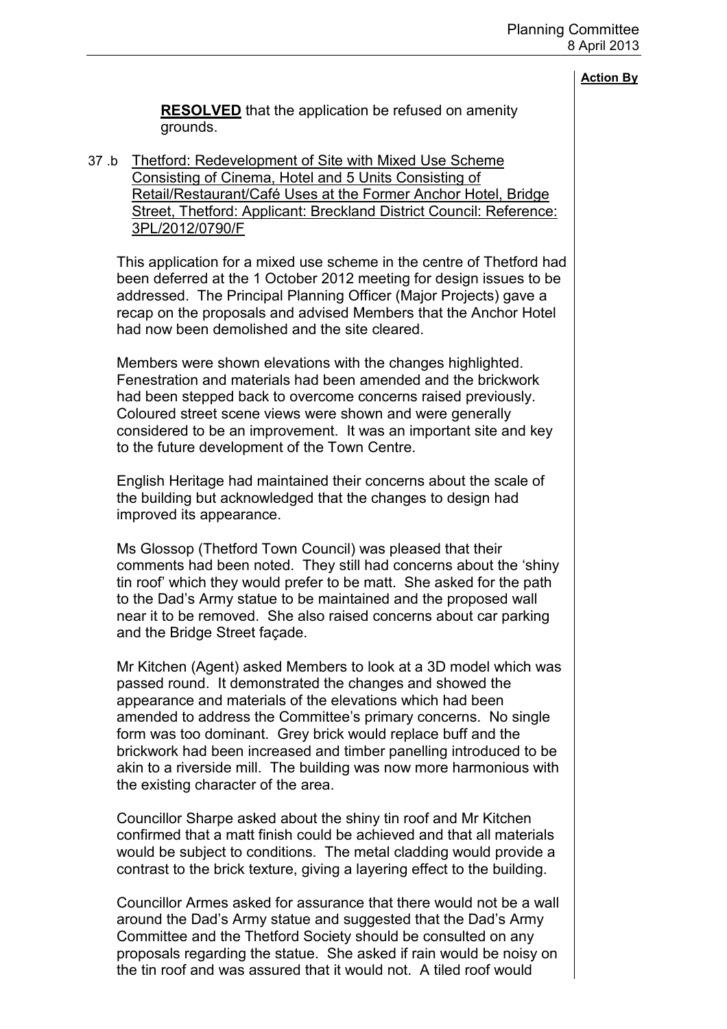**Action By**

**RESOLVED** that the application be refused on amenity grounds.

37 .b Thetford: Redevelopment of Site with Mixed Use Scheme Consisting of Cinema, Hotel and 5 Units Consisting of Retail/Restaurant/Café Uses at the Former Anchor Hotel, Bridge Street, Thetford: Applicant: Breckland District Council: Reference: 3PL/2012/0790/F

This application for a mixed use scheme in the centre of Thetford had been deferred at the 1 October 2012 meeting for design issues to be addressed. The Principal Planning Officer (Major Projects) gave a recap on the proposals and advised Members that the Anchor Hotel had now been demolished and the site cleared.

Members were shown elevations with the changes highlighted. Fenestration and materials had been amended and the brickwork had been stepped back to overcome concerns raised previously. Coloured street scene views were shown and were generally considered to be an improvement. It was an important site and key to the future development of the Town Centre.

English Heritage had maintained their concerns about the scale of the building but acknowledged that the changes to design had improved its appearance.

Ms Glossop (Thetford Town Council) was pleased that their comments had been noted. They still had concerns about the 'shiny tin roof' which they would prefer to be matt. She asked for the path to the Dad's Army statue to be maintained and the proposed wall near it to be removed. She also raised concerns about car parking and the Bridge Street façade.

Mr Kitchen (Agent) asked Members to look at a 3D model which was passed round. It demonstrated the changes and showed the appearance and materials of the elevations which had been amended to address the Committee's primary concerns. No single form was too dominant. Grey brick would replace buff and the brickwork had been increased and timber panelling introduced to be akin to a riverside mill. The building was now more harmonious with the existing character of the area.

Councillor Sharpe asked about the shiny tin roof and Mr Kitchen confirmed that a matt finish could be achieved and that all materials would be subject to conditions. The metal cladding would provide a contrast to the brick texture, giving a layering effect to the building.

Councillor Armes asked for assurance that there would not be a wall around the Dad's Army statue and suggested that the Dad's Army Committee and the Thetford Society should be consulted on any proposals regarding the statue. She asked if rain would be noisy on the tin roof and was assured that it would not. A tiled roof would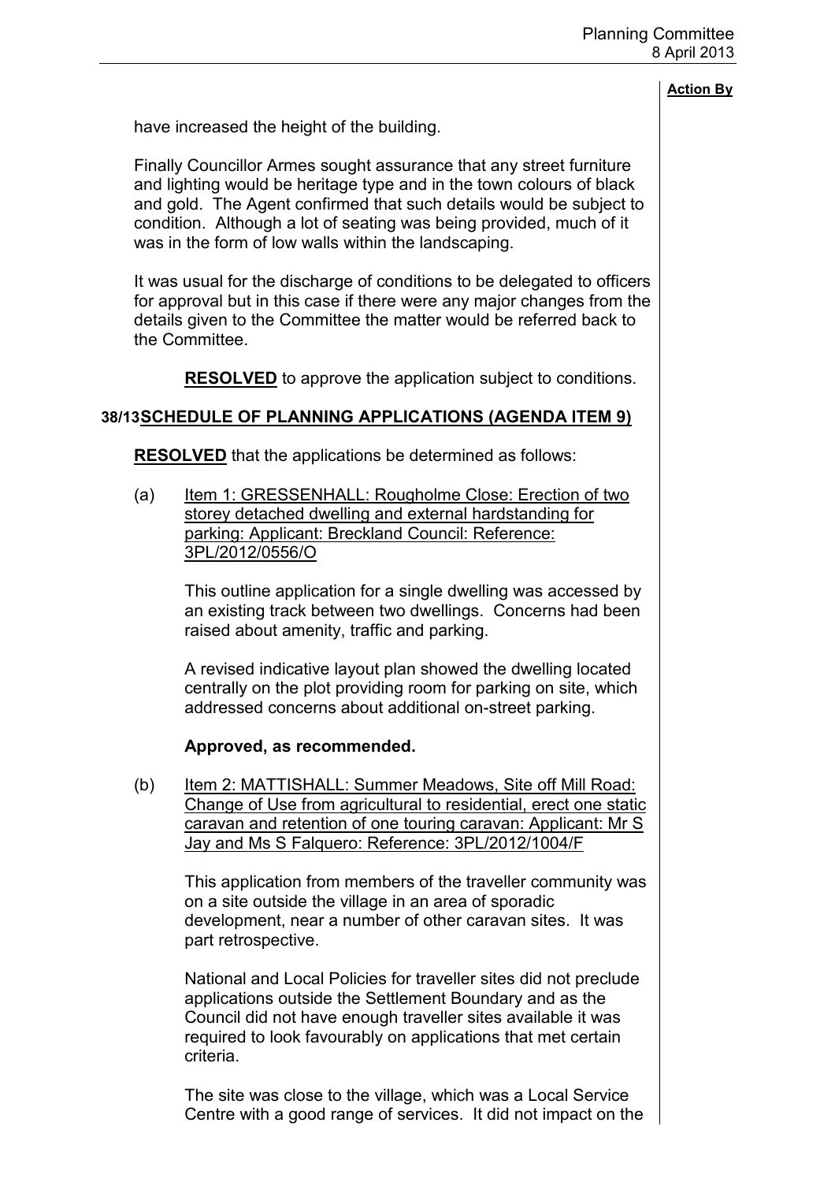**Action By**

have increased the height of the building.

Finally Councillor Armes sought assurance that any street furniture and lighting would be heritage type and in the town colours of black and gold. The Agent confirmed that such details would be subject to condition. Although a lot of seating was being provided, much of it was in the form of low walls within the landscaping.

It was usual for the discharge of conditions to be delegated to officers for approval but in this case if there were any major changes from the details given to the Committee the matter would be referred back to the Committee.

**RESOLVED** to approve the application subject to conditions.

## 38/13 SCHEDULE OF PLANNING APPLICATIONS (AGENDA ITEM 9)

**RESOLVED** that the applications be determined as follows:

(a) Item 1: GRESSENHALL: Rougholme Close: Erection of two storey detached dwelling and external hardstanding for parking: Applicant: Breckland Council: Reference: 3PL/2012/0556/O

This outline application for a single dwelling was accessed by an existing track between two dwellings. Concerns had been raised about amenity, traffic and parking.

A revised indicative layout plan showed the dwelling located centrally on the plot providing room for parking on site, which addressed concerns about additional on-street parking.

**Approved, as recommended.**

(b) Item 2: MATTISHALL: Summer Meadows, Site off Mill Road: Change of Use from agricultural to residential, erect one static caravan and retention of one touring caravan: Applicant: Mr S Jay and Ms S Falquero: Reference: 3PL/2012/1004/F

This application from members of the traveller community was on a site outside the village in an area of sporadic development, near a number of other caravan sites. It was part retrospective.

National and Local Policies for traveller sites did not preclude applications outside the Settlement Boundary and as the Council did not have enough traveller sites available it was required to look favourably on applications that met certain criteria.

The site was close to the village, which was a Local Service Centre with a good range of services. It did not impact on the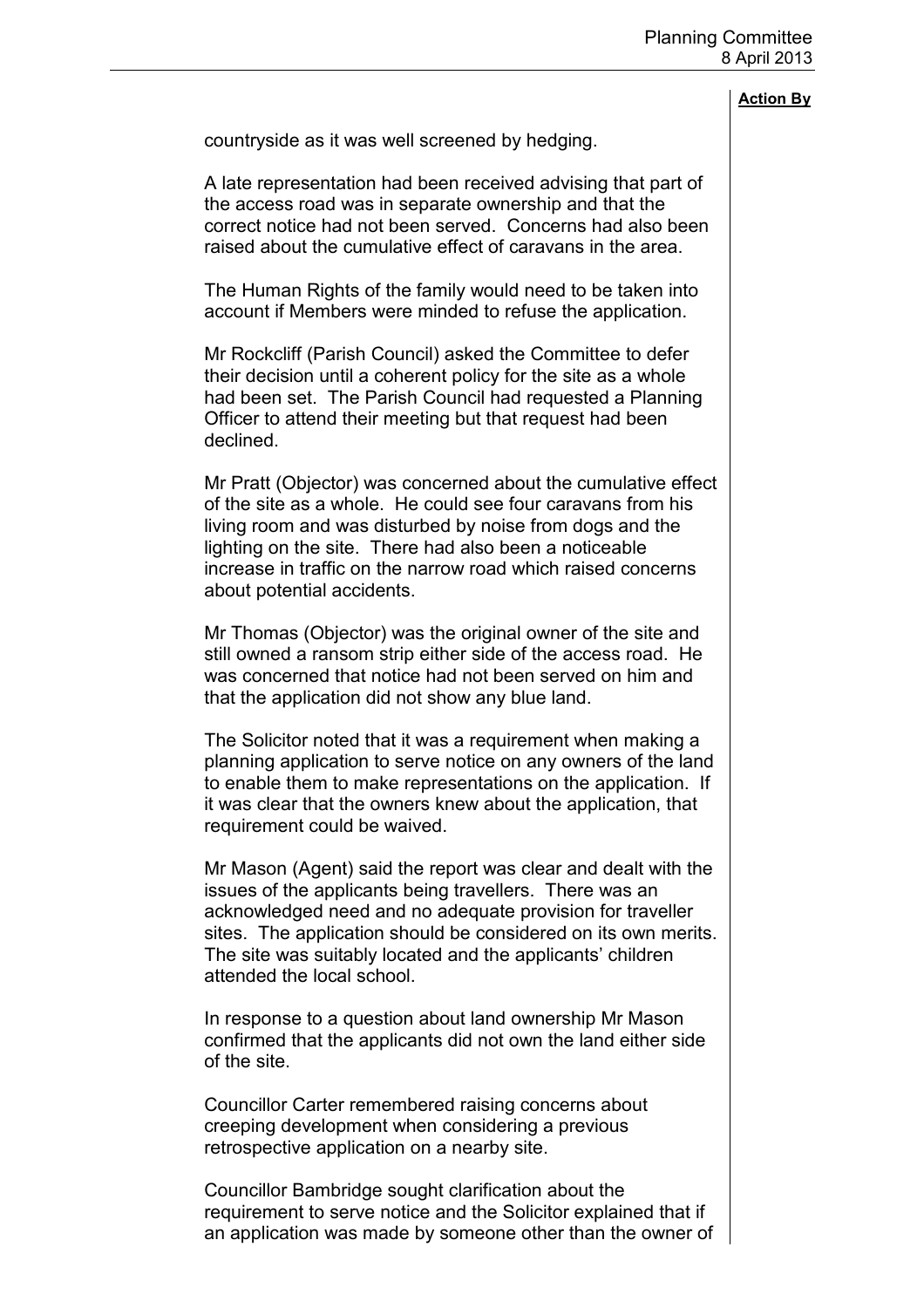**Action By**

countryside as it was well screened by hedging.

A late representation had been received advising that part of the access road was in separate ownership and that the correct notice had not been served. Concerns had also been raised about the cumulative effect of caravans in the area.

The Human Rights of the family would need to be taken into account if Members were minded to refuse the application.

Mr Rockcliff (Parish Council) asked the Committee to defer their decision until a coherent policy for the site as a whole had been set. The Parish Council had requested a Planning Officer to attend their meeting but that request had been declined.

Mr Pratt (Objector) was concerned about the cumulative effect of the site as a whole. He could see four caravans from his living room and was disturbed by noise from dogs and the lighting on the site. There had also been a noticeable increase in traffic on the narrow road which raised concerns about potential accidents.

Mr Thomas (Objector) was the original owner of the site and still owned a ransom strip either side of the access road. He was concerned that notice had not been served on him and that the application did not show any blue land.

The Solicitor noted that it was a requirement when making a planning application to serve notice on any owners of the land to enable them to make representations on the application. If it was clear that the owners knew about the application, that requirement could be waived.

Mr Mason (Agent) said the report was clear and dealt with the issues of the applicants being travellers. There was an acknowledged need and no adequate provision for traveller sites. The application should be considered on its own merits. The site was suitably located and the applicants' children attended the local school.

In response to a question about land ownership Mr Mason confirmed that the applicants did not own the land either side of the site.

Councillor Carter remembered raising concerns about creeping development when considering a previous retrospective application on a nearby site.

Councillor Bambridge sought clarification about the requirement to serve notice and the Solicitor explained that if an application was made by someone other than the owner of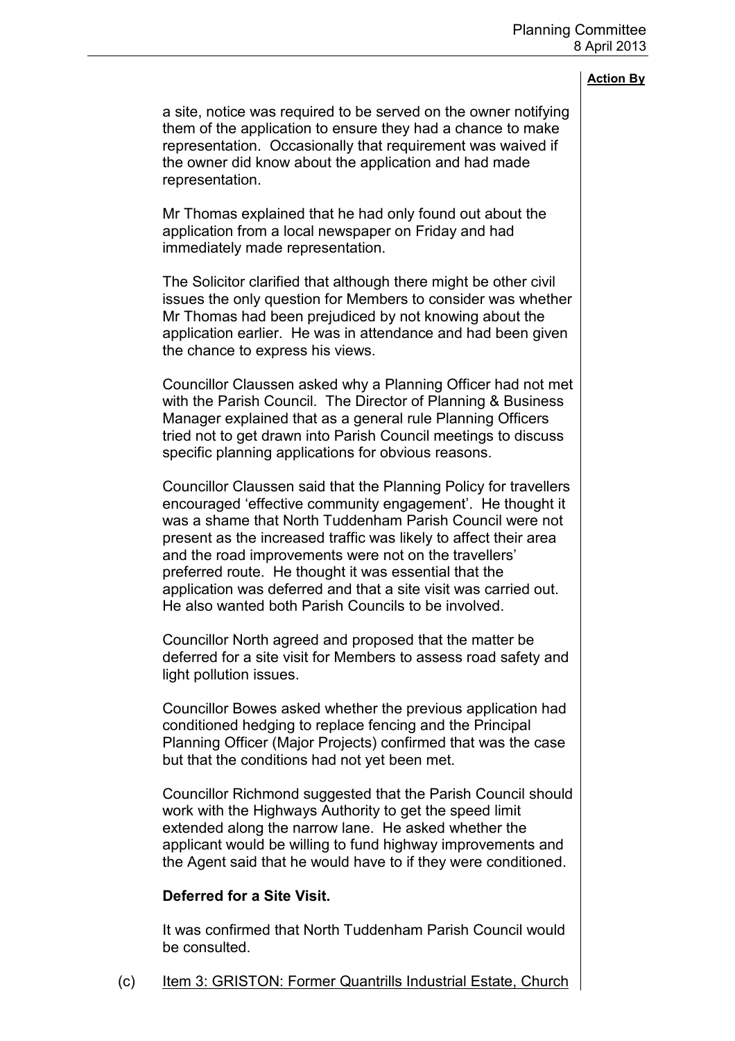**Action By**

a site, notice was required to be served on the owner notifying them of the application to ensure they had a chance to make representation. Occasionally that requirement was waived if the owner did know about the application and had made representation.

Mr Thomas explained that he had only found out about the application from a local newspaper on Friday and had immediately made representation.

The Solicitor clarified that although there might be other civil issues the only question for Members to consider was whether Mr Thomas had been prejudiced by not knowing about the application earlier. He was in attendance and had been given the chance to express his views.

Councillor Claussen asked why a Planning Officer had not met with the Parish Council. The Director of Planning & Business Manager explained that as a general rule Planning Officers tried not to get drawn into Parish Council meetings to discuss specific planning applications for obvious reasons.

Councillor Claussen said that the Planning Policy for travellers encouraged 'effective community engagement'. He thought it was a shame that North Tuddenham Parish Council were not present as the increased traffic was likely to affect their area and the road improvements were not on the travellers' preferred route. He thought it was essential that the application was deferred and that a site visit was carried out. He also wanted both Parish Councils to be involved.

Councillor North agreed and proposed that the matter be deferred for a site visit for Members to assess road safety and light pollution issues.

Councillor Bowes asked whether the previous application had conditioned hedging to replace fencing and the Principal Planning Officer (Major Projects) confirmed that was the case but that the conditions had not yet been met.

Councillor Richmond suggested that the Parish Council should work with the Highways Authority to get the speed limit extended along the narrow lane. He asked whether the applicant would be willing to fund highway improvements and the Agent said that he would have to if they were conditioned.

**Deferred for a Site Visit.**

It was confirmed that North Tuddenham Parish Council would be consulted.

(c) Item 3: GRISTON: Former Quantrills Industrial Estate, Church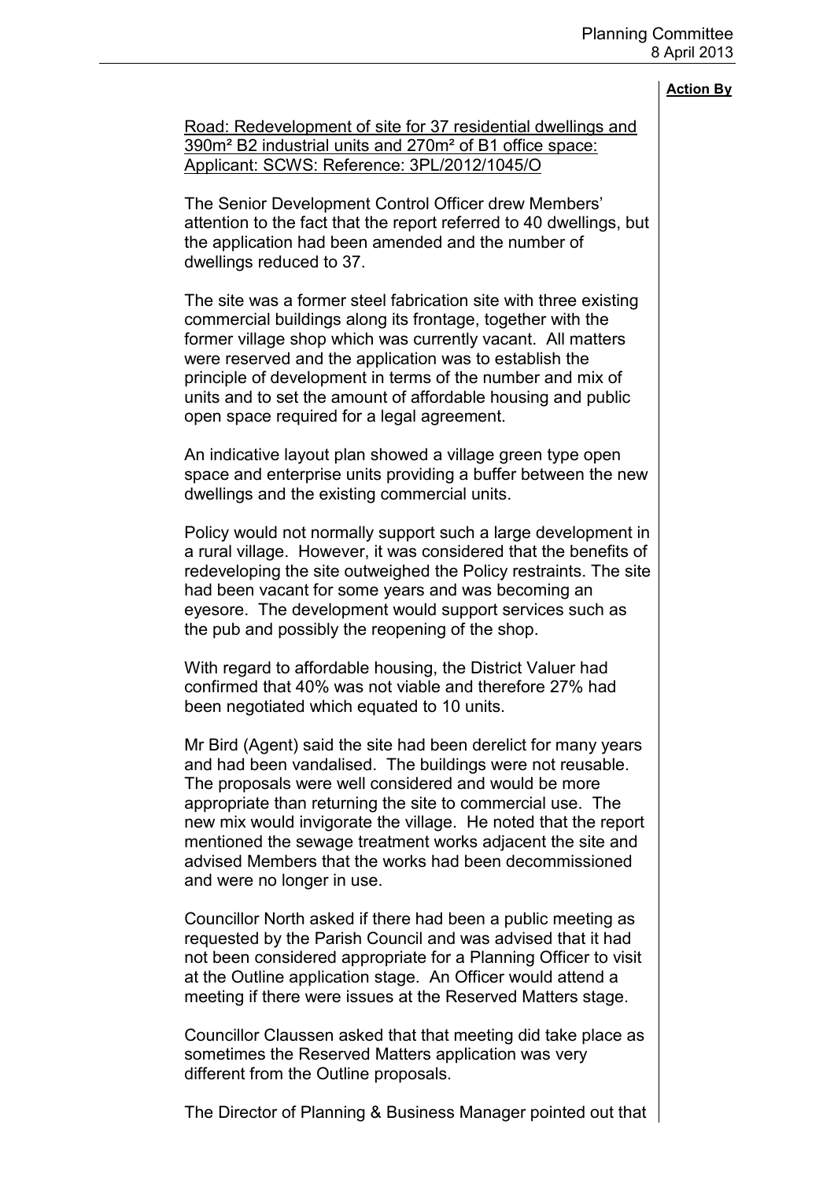**Action By**

Road: Redevelopment of site for 37 residential dwellings and 390m² B2 industrial units and 270m² of B1 office space: Applicant: SCWS: Reference: 3PL/2012/1045/O

The Senior Development Control Officer drew Members' attention to the fact that the report referred to 40 dwellings, but the application had been amended and the number of dwellings reduced to 37.

The site was a former steel fabrication site with three existing commercial buildings along its frontage, together with the former village shop which was currently vacant. All matters were reserved and the application was to establish the principle of development in terms of the number and mix of units and to set the amount of affordable housing and public open space required for a legal agreement.

An indicative layout plan showed a village green type open space and enterprise units providing a buffer between the new dwellings and the existing commercial units.

Policy would not normally support such a large development in a rural village. However, it was considered that the benefits of redeveloping the site outweighed the Policy restraints. The site had been vacant for some years and was becoming an eyesore. The development would support services such as the pub and possibly the reopening of the shop.

With regard to affordable housing, the District Valuer had confirmed that 40% was not viable and therefore 27% had been negotiated which equated to 10 units.

Mr Bird (Agent) said the site had been derelict for many years and had been vandalised. The buildings were not reusable. The proposals were well considered and would be more appropriate than returning the site to commercial use. The new mix would invigorate the village. He noted that the report mentioned the sewage treatment works adjacent the site and advised Members that the works had been decommissioned and were no longer in use.

Councillor North asked if there had been a public meeting as requested by the Parish Council and was advised that it had not been considered appropriate for a Planning Officer to visit at the Outline application stage. An Officer would attend a meeting if there were issues at the Reserved Matters stage.

Councillor Claussen asked that that meeting did take place as sometimes the Reserved Matters application was very different from the Outline proposals.

The Director of Planning & Business Manager pointed out that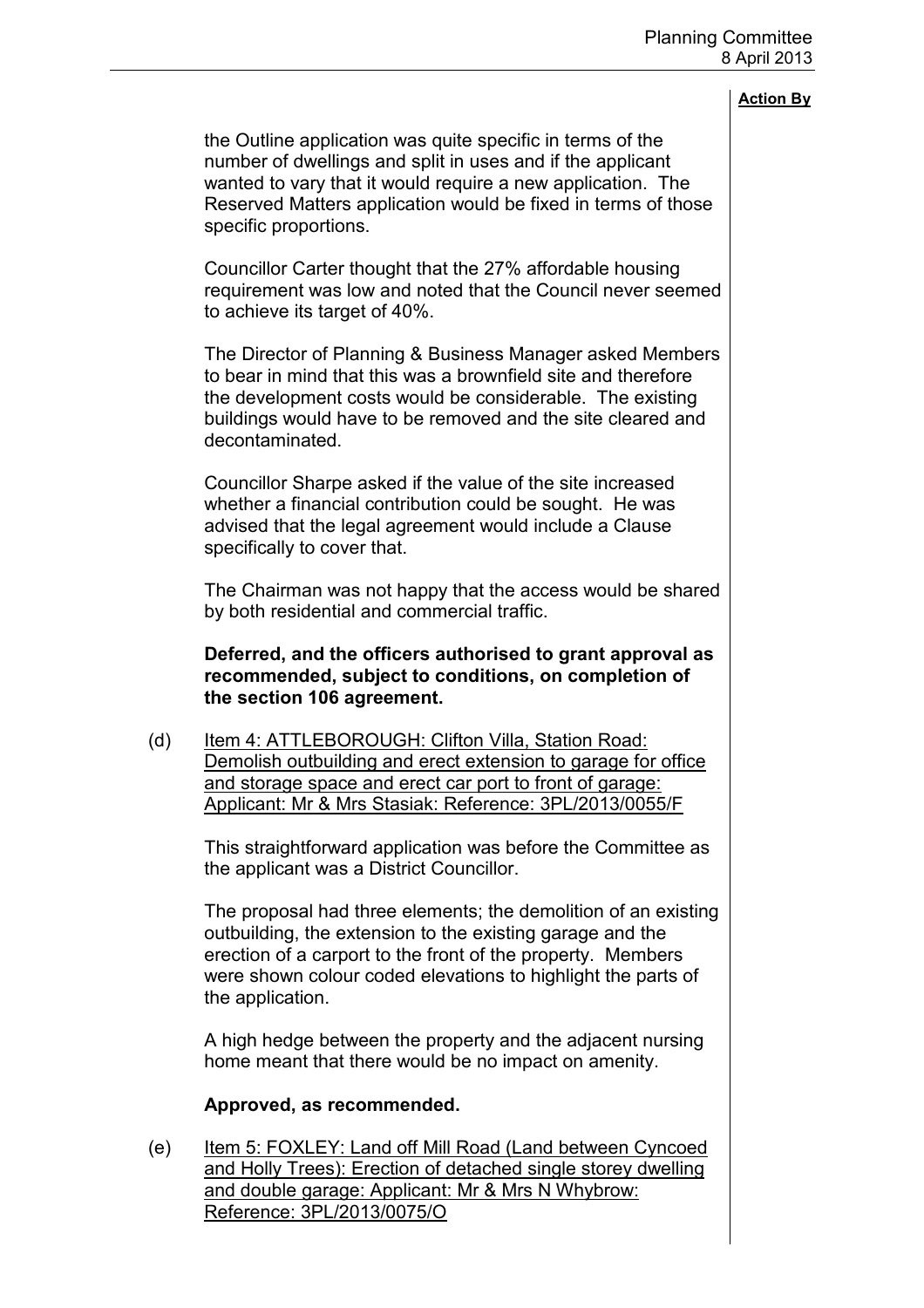**Action By**

the Outline application was quite specific in terms of the number of dwellings and split in uses and if the applicant wanted to vary that it would require a new application. The Reserved Matters application would be fixed in terms of those specific proportions.

Councillor Carter thought that the 27% affordable housing requirement was low and noted that the Council never seemed to achieve its target of 40%.

The Director of Planning & Business Manager asked Members to bear in mind that this was a brownfield site and therefore the development costs would be considerable. The existing buildings would have to be removed and the site cleared and decontaminated.

Councillor Sharpe asked if the value of the site increased whether a financial contribution could be sought. He was advised that the legal agreement would include a Clause specifically to cover that.

The Chairman was not happy that the access would be shared by both residential and commercial traffic.

**Deferred, and the officers authorised to grant approval as recommended, subject to conditions, on completion of the section 106 agreement.**

(d) Item 4: ATTLEBOROUGH: Clifton Villa, Station Road: Demolish outbuilding and erect extension to garage for office and storage space and erect car port to front of garage: Applicant: Mr & Mrs Stasiak: Reference: 3PL/2013/0055/F

This straightforward application was before the Committee as the applicant was a District Councillor.

The proposal had three elements; the demolition of an existing outbuilding, the extension to the existing garage and the erection of a carport to the front of the property. Members were shown colour coded elevations to highlight the parts of the application.

A high hedge between the property and the adjacent nursing home meant that there would be no impact on amenity.

**Approved, as recommended.**

(e) Item 5: FOXLEY: Land off Mill Road (Land between Cyncoed and Holly Trees): Erection of detached single storey dwelling and double garage: Applicant: Mr & Mrs N Whybrow: Reference: 3PL/2013/0075/O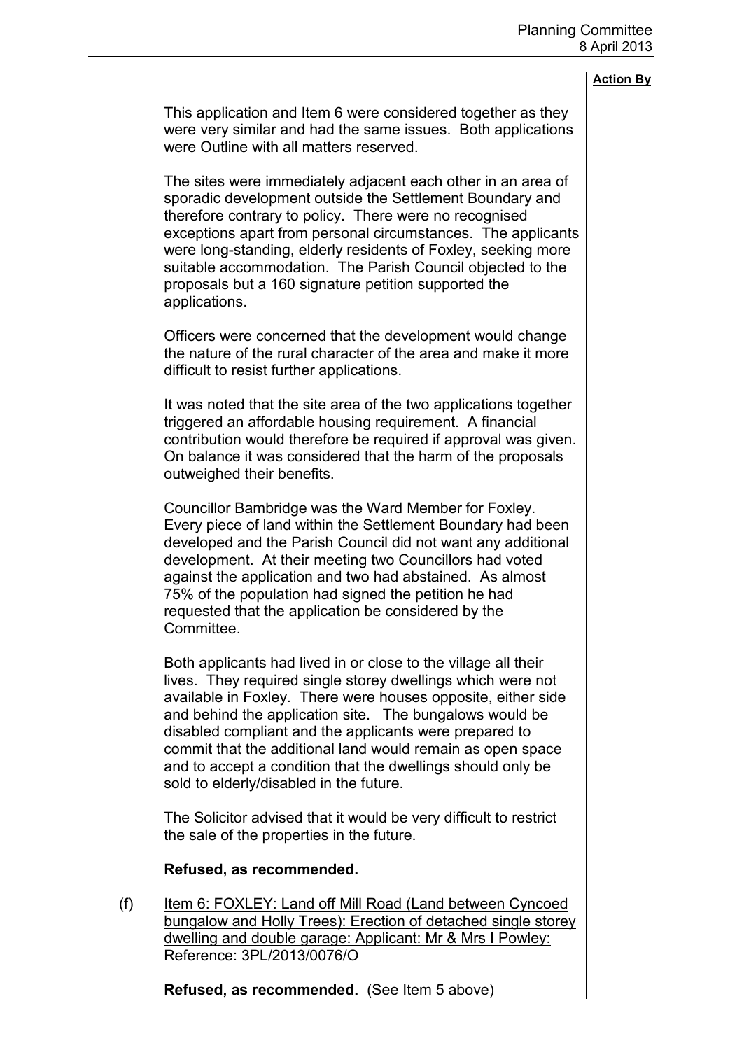**Action By**

This application and Item 6 were considered together as they were very similar and had the same issues. Both applications were Outline with all matters reserved.

The sites were immediately adjacent each other in an area of sporadic development outside the Settlement Boundary and therefore contrary to policy. There were no recognised exceptions apart from personal circumstances. The applicants were long-standing, elderly residents of Foxley, seeking more suitable accommodation. The Parish Council objected to the proposals but a 160 signature petition supported the applications.

Officers were concerned that the development would change the nature of the rural character of the area and make it more difficult to resist further applications.

It was noted that the site area of the two applications together triggered an affordable housing requirement. A financial contribution would therefore be required if approval was given. On balance it was considered that the harm of the proposals outweighed their benefits.

Councillor Bambridge was the Ward Member for Foxley. Every piece of land within the Settlement Boundary had been developed and the Parish Council did not want any additional development. At their meeting two Councillors had voted against the application and two had abstained. As almost 75% of the population had signed the petition he had requested that the application be considered by the Committee.

Both applicants had lived in or close to the village all their lives. They required single storey dwellings which were not available in Foxley. There were houses opposite, either side and behind the application site. The bungalows would be disabled compliant and the applicants were prepared to commit that the additional land would remain as open space and to accept a condition that the dwellings should only be sold to elderly/disabled in the future.

The Solicitor advised that it would be very difficult to restrict the sale of the properties in the future.

**Refused, as recommended.**

(f) Item 6: FOXLEY: Land off Mill Road (Land between Cyncoed bungalow and Holly Trees): Erection of detached single storey dwelling and double garage: Applicant: Mr & Mrs I Powley: Reference: 3PL/2013/0076/O

**Refused, as recommended.** (See Item 5 above)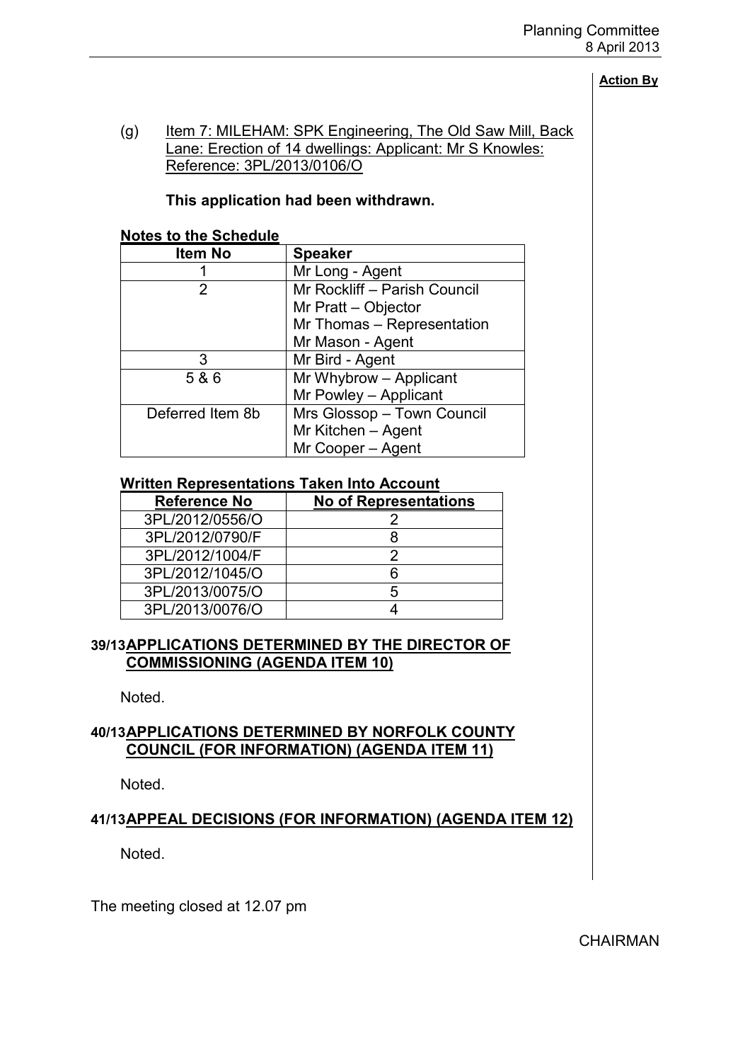**Action By**

(g) Item 7: MILEHAM: SPK Engineering, The Old Saw Mill, Back Lane: Erection of 14 dwellings: Applicant: Mr S Knowles: Reference: 3PL/2013/0106/O

**This application had been withdrawn.**

**Notes to the Schedule**

| Item No | Speaker |
|---|---|
| 1 | Mr Long - Agent |
| 2 | Mr Rockliff – Parish Council<br>Mr Pratt – Objector<br>Mr Thomas – Representation<br>Mr Mason - Agent |
| 3 | Mr Bird - Agent |
| 5 & 6 | Mr Whybrow – Applicant<br>Mr Powley – Applicant |
| Deferred Item 8b | Mrs Glossop – Town Council<br>Mr Kitchen – Agent<br>Mr Cooper – Agent |

**Written Representations Taken Into Account**

| Reference No | No of Representations |
|---|---|
| 3PL/2012/0556/O | 2 |
| 3PL/2012/0790/F | 8 |
| 3PL/2012/1004/F | 2 |
| 3PL/2012/1045/O | 6 |
| 3PL/2013/0075/O | 5 |
| 3PL/2013/0076/O | 4 |

**39/13 APPLICATIONS DETERMINED BY THE DIRECTOR OF COMMISSIONING (AGENDA ITEM 10)**

Noted.

**40/13 APPLICATIONS DETERMINED BY NORFOLK COUNTY COUNCIL (FOR INFORMATION) (AGENDA ITEM 11)**

Noted.

**41/13 APPEAL DECISIONS (FOR INFORMATION) (AGENDA ITEM 12)**

Noted.

The meeting closed at 12.07 pm

CHAIRMAN